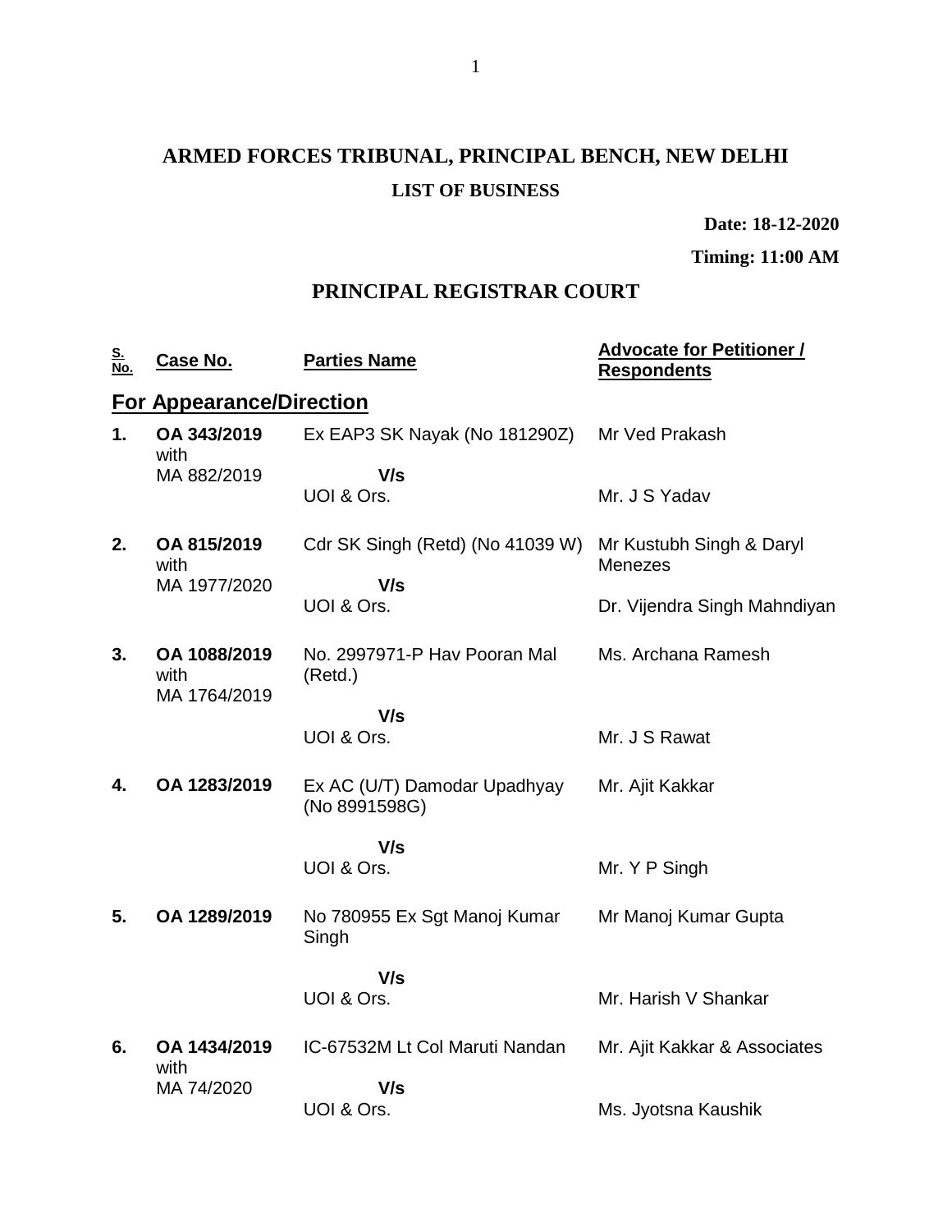# ARMED FORCES TRIBUNAL, PRINCIPAL BENCH, NEW DELHI

## LIST OF BUSINESS

**Date: 18-12-2020**

**Timing: 11:00 AM**

## PRINCIPAL REGISTRAR COURT

| S. No. | Case No. | Parties Name | Advocate for Petitioner / Respondents |
|---|---|---|---|
| **For Appearance/Direction** | | | |
| **1.** | **OA 343/2019** with MA 882/2019 | Ex EAP3 SK Nayak (No 181290Z) **V/s** UOI & Ors. | Mr Ved Prakash<br>Mr. J S Yadav |
| **2.** | **OA 815/2019** with MA 1977/2020 | Cdr SK Singh (Retd) (No 41039 W) **V/s** UOI & Ors. | Mr Kustubh Singh & Daryl Menezes<br>Dr. Vijendra Singh Mahndiyan |
| **3.** | **OA 1088/2019** with MA 1764/2019 | No. 2997971-P Hav Pooran Mal (Retd.) **V/s** UOI & Ors. | Ms. Archana Ramesh<br>Mr. J S Rawat |
| **4.** | **OA 1283/2019** | Ex AC (U/T) Damodar Upadhyay (No 8991598G) **V/s** UOI & Ors. | Mr. Ajit Kakkar<br>Mr. Y P Singh |
| **5.** | **OA 1289/2019** | No 780955 Ex Sgt Manoj Kumar Singh **V/s** UOI & Ors. | Mr Manoj Kumar Gupta<br>Mr. Harish V Shankar |
| **6.** | **OA 1434/2019** with MA 74/2020 | IC-67532M Lt Col Maruti Nandan **V/s** UOI & Ors. | Mr. Ajit Kakkar & Associates<br>Ms. Jyotsna Kaushik |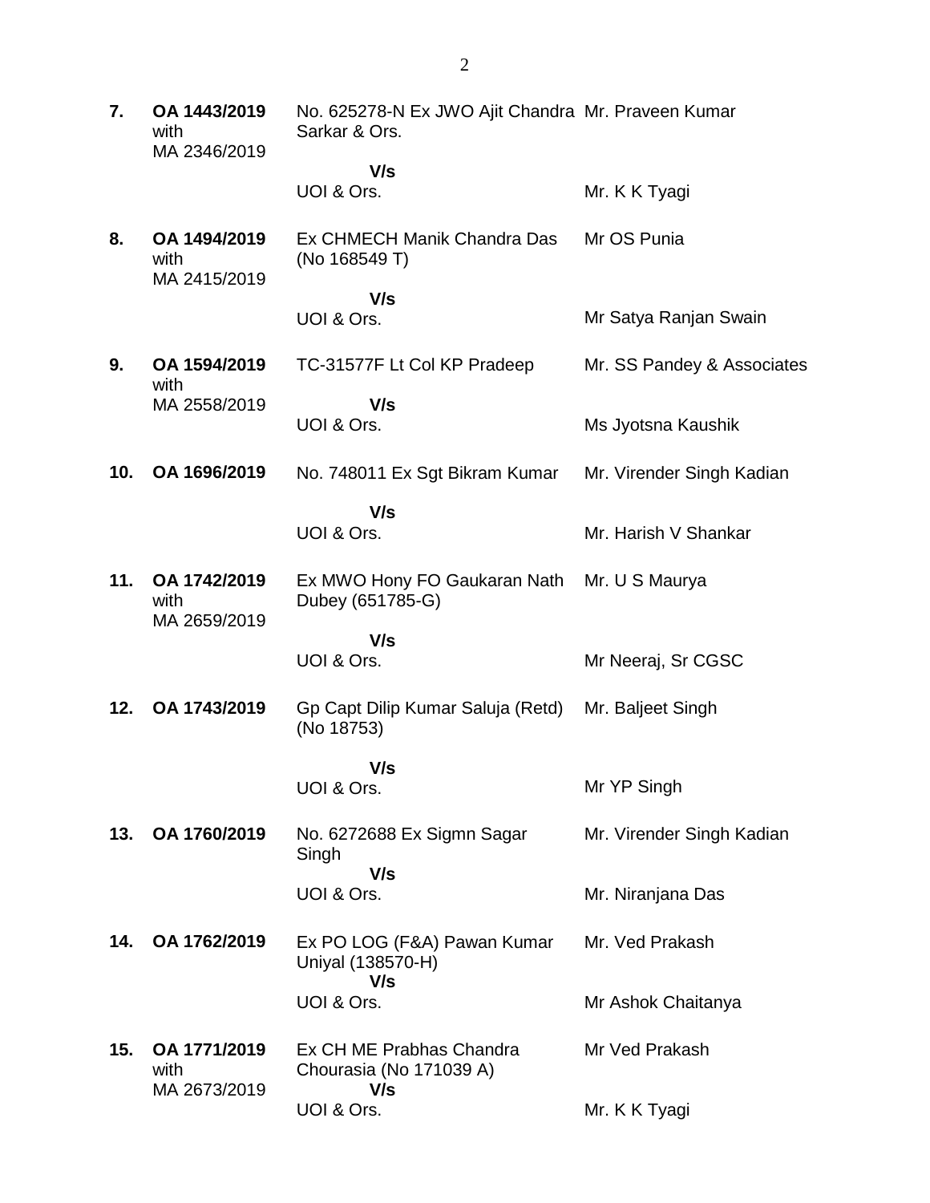| | | | |
|---|---|---|---|
| **7.** | **OA 1443/2019** with MA 2346/2019 | No. 625278-N Ex JWO Ajit Chandra Sarkar & Ors. | Mr. Praveen Kumar |
| | | **V/s** | |
| | | UOI & Ors. | Mr. K K Tyagi |
| **8.** | **OA 1494/2019** with MA 2415/2019 | Ex CHMECH Manik Chandra Das (No 168549 T) | Mr OS Punia |
| | | **V/s** | |
| | | UOI & Ors. | Mr Satya Ranjan Swain |
| **9.** | **OA 1594/2019** with MA 2558/2019 | TC-31577F Lt Col KP Pradeep | Mr. SS Pandey & Associates |
| | | **V/s** | |
| | | UOI & Ors. | Ms Jyotsna Kaushik |
| **10.** | **OA 1696/2019** | No. 748011 Ex Sgt Bikram Kumar | Mr. Virender Singh Kadian |
| | | **V/s** | |
| | | UOI & Ors. | Mr. Harish V Shankar |
| **11.** | **OA 1742/2019** with MA 2659/2019 | Ex MWO Hony FO Gaukaran Nath Dubey (651785-G) | Mr. U S Maurya |
| | | **V/s** | |
| | | UOI & Ors. | Mr Neeraj, Sr CGSC |
| **12.** | **OA 1743/2019** | Gp Capt Dilip Kumar Saluja (Retd) (No 18753) | Mr. Baljeet Singh |
| | | **V/s** | |
| | | UOI & Ors. | Mr YP Singh |
| **13.** | **OA 1760/2019** | No. 6272688 Ex Sigmn Sagar Singh | Mr. Virender Singh Kadian |
| | | **V/s** | |
| | | UOI & Ors. | Mr. Niranjana Das |
| **14.** | **OA 1762/2019** | Ex PO LOG (F&A) Pawan Kumar Uniyal (138570-H) | Mr. Ved Prakash |
| | | **V/s** | |
| | | UOI & Ors. | Mr Ashok Chaitanya |
| **15.** | **OA 1771/2019** with MA 2673/2019 | Ex CH ME Prabhas Chandra Chourasia (No 171039 A) | Mr Ved Prakash |
| | | **V/s** | |
| | | UOI & Ors. | Mr. K K Tyagi |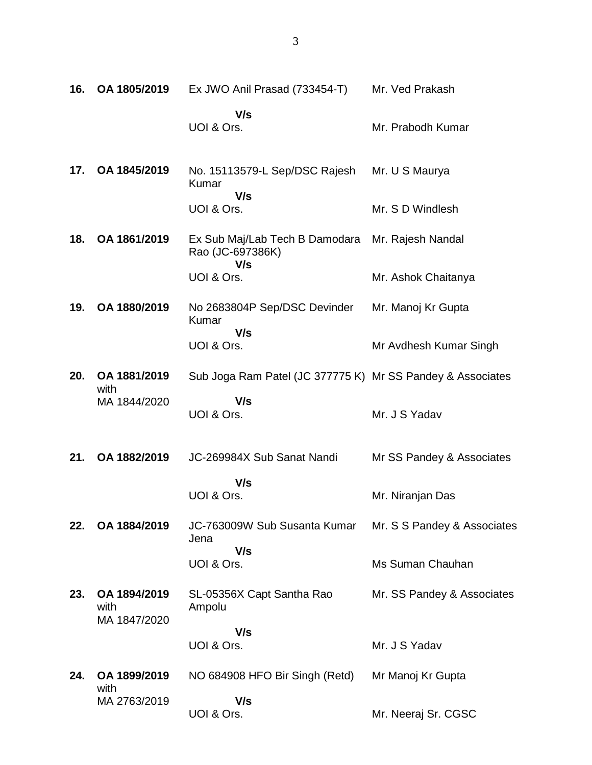| | | | |
|---|---|---|---|
| **16.** | **OA 1805/2019** | Ex JWO Anil Prasad (733454-T)<br>**V/s**<br>UOI & Ors. | Mr. Ved Prakash<br><br>Mr. Prabodh Kumar |
| **17.** | **OA 1845/2019** | No. 15113579-L Sep/DSC Rajesh Kumar<br>**V/s**<br>UOI & Ors. | Mr. U S Maurya<br><br>Mr. S D Windlesh |
| **18.** | **OA 1861/2019** | Ex Sub Maj/Lab Tech B Damodara Rao (JC-697386K)<br>**V/s**<br>UOI & Ors. | Mr. Rajesh Nandal<br><br>Mr. Ashok Chaitanya |
| **19.** | **OA 1880/2019** | No 2683804P Sep/DSC Devinder Kumar<br>**V/s**<br>UOI & Ors. | Mr. Manoj Kr Gupta<br><br>Mr Avdhesh Kumar Singh |
| **20.** | **OA 1881/2019** with MA 1844/2020 | Sub Joga Ram Patel (JC 377775 K)<br>**V/s**<br>UOI & Ors. | Mr SS Pandey & Associates<br><br>Mr. J S Yadav |
| **21.** | **OA 1882/2019** | JC-269984X Sub Sanat Nandi<br>**V/s**<br>UOI & Ors. | Mr SS Pandey & Associates<br><br>Mr. Niranjan Das |
| **22.** | **OA 1884/2019** | JC-763009W Sub Susanta Kumar Jena<br>**V/s**<br>UOI & Ors. | Mr. S S Pandey & Associates<br><br>Ms Suman Chauhan |
| **23.** | **OA 1894/2019** with MA 1847/2020 | SL-05356X Capt Santha Rao Ampolu<br>**V/s**<br>UOI & Ors. | Mr. SS Pandey & Associates<br><br>Mr. J S Yadav |
| **24.** | **OA 1899/2019** with MA 2763/2019 | NO 684908 HFO Bir Singh (Retd)<br>**V/s**<br>UOI & Ors. | Mr Manoj Kr Gupta<br><br>Mr. Neeraj Sr. CGSC |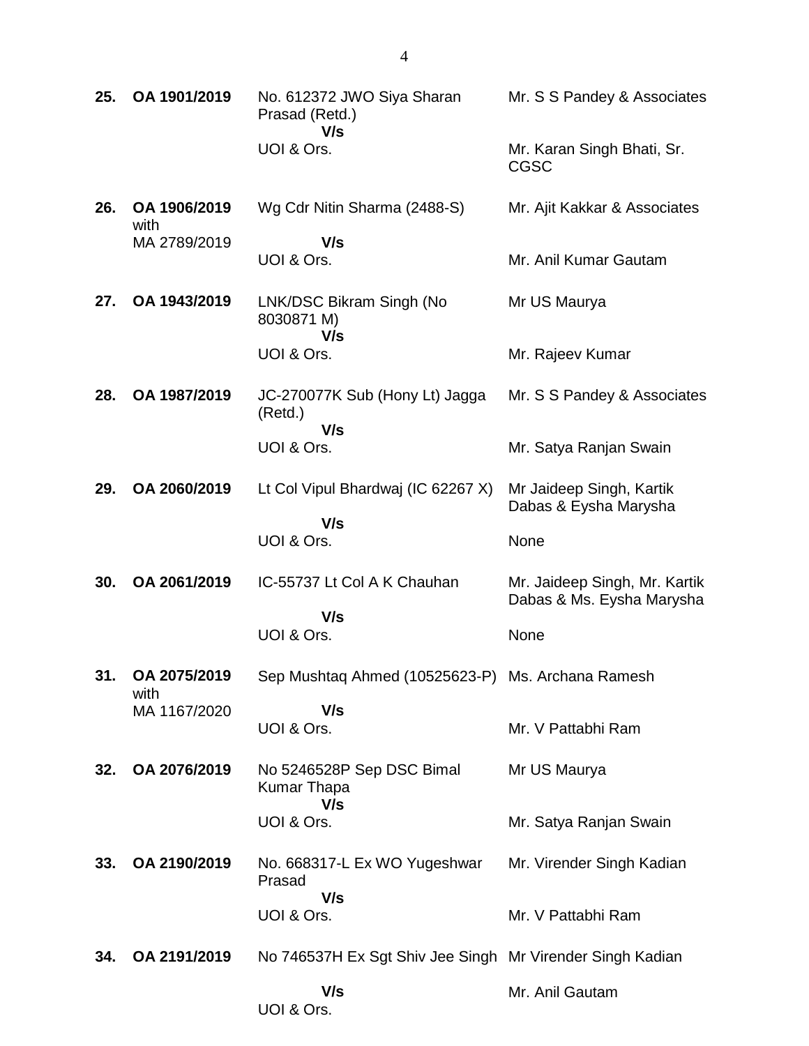| | | | |
|---|---|---|---|
| **25.** | **OA 1901/2019** | No. 612372 JWO Siya Sharan Prasad (Retd.)<br>**V/s**<br>UOI & Ors. | Mr. S S Pandey & Associates<br><br>Mr. Karan Singh Bhati, Sr. CGSC |
| **26.** | **OA 1906/2019** with MA 2789/2019 | Wg Cdr Nitin Sharma (2488-S)<br>**V/s**<br>UOI & Ors. | Mr. Ajit Kakkar & Associates<br><br>Mr. Anil Kumar Gautam |
| **27.** | **OA 1943/2019** | LNK/DSC Bikram Singh (No 8030871 M)<br>**V/s**<br>UOI & Ors. | Mr US Maurya<br><br>Mr. Rajeev Kumar |
| **28.** | **OA 1987/2019** | JC-270077K Sub (Hony Lt) Jagga (Retd.)<br>**V/s**<br>UOI & Ors. | Mr. S S Pandey & Associates<br><br>Mr. Satya Ranjan Swain |
| **29.** | **OA 2060/2019** | Lt Col Vipul Bhardwaj (IC 62267 X)<br>**V/s**<br>UOI & Ors. | Mr Jaideep Singh, Kartik Dabas & Eysha Marysha<br><br>None |
| **30.** | **OA 2061/2019** | IC-55737 Lt Col A K Chauhan<br>**V/s**<br>UOI & Ors. | Mr. Jaideep Singh, Mr. Kartik Dabas & Ms. Eysha Marysha<br><br>None |
| **31.** | **OA 2075/2019** with MA 1167/2020 | Sep Mushtaq Ahmed (10525623-P)<br>**V/s**<br>UOI & Ors. | Ms. Archana Ramesh<br><br>Mr. V Pattabhi Ram |
| **32.** | **OA 2076/2019** | No 5246528P Sep DSC Bimal Kumar Thapa<br>**V/s**<br>UOI & Ors. | Mr US Maurya<br><br>Mr. Satya Ranjan Swain |
| **33.** | **OA 2190/2019** | No. 668317-L Ex WO Yugeshwar Prasad<br>**V/s**<br>UOI & Ors. | Mr. Virender Singh Kadian<br><br>Mr. V Pattabhi Ram |
| **34.** | **OA 2191/2019** | No 746537H Ex Sgt Shiv Jee Singh<br>**V/s**<br>UOI & Ors. | Mr Virender Singh Kadian<br><br>Mr. Anil Gautam |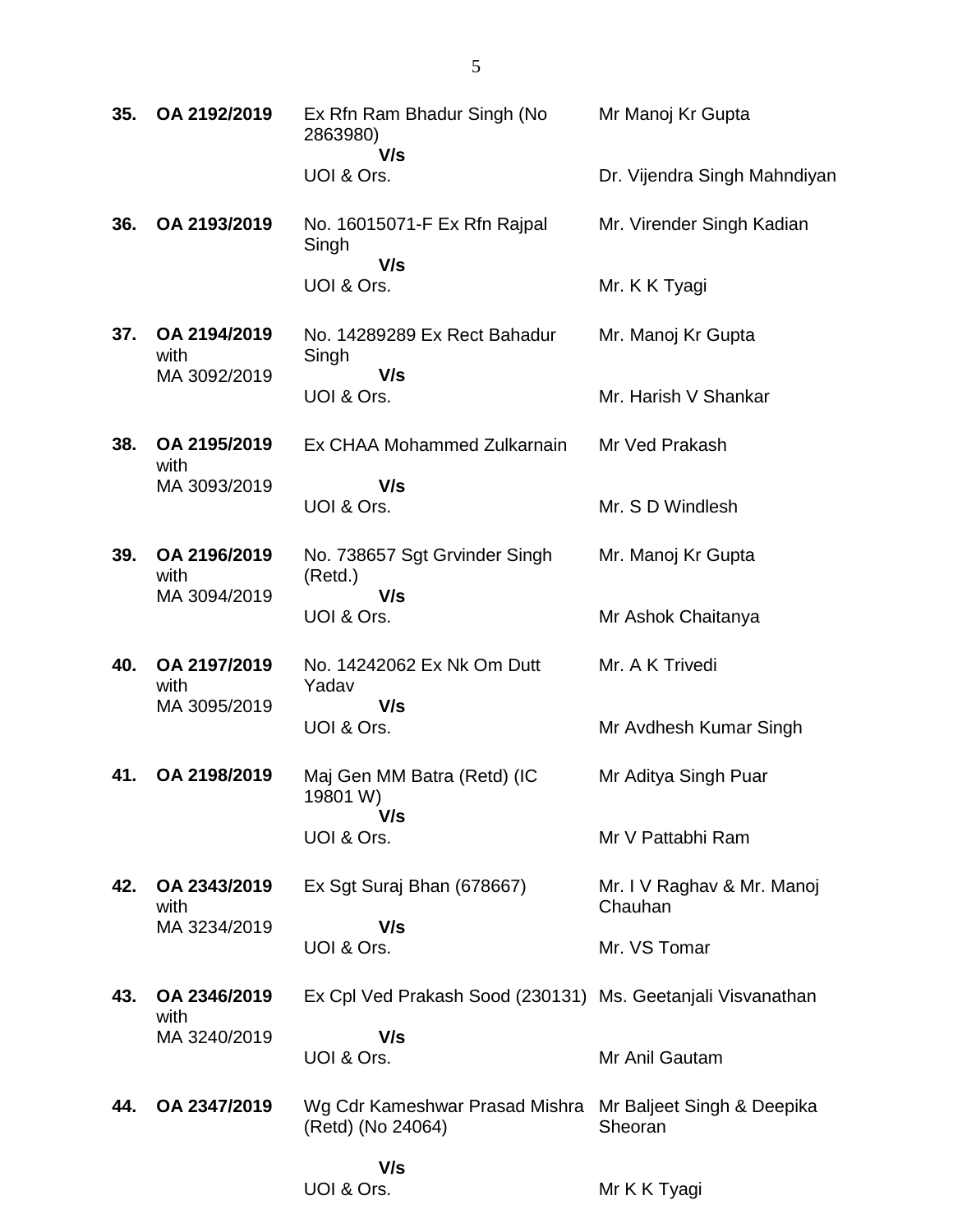| | | | |
|---|---|---|---|
| **35.** | **OA 2192/2019** | Ex Rfn Ram Bhadur Singh (No 2863980)<br>**V/s**<br>UOI & Ors. | Mr Manoj Kr Gupta<br><br>Dr. Vijendra Singh Mahndiyan |
| **36.** | **OA 2193/2019** | No. 16015071-F Ex Rfn Rajpal Singh<br>**V/s**<br>UOI & Ors. | Mr. Virender Singh Kadian<br><br>Mr. K K Tyagi |
| **37.** | **OA 2194/2019** with MA 3092/2019 | No. 14289289 Ex Rect Bahadur Singh<br>**V/s**<br>UOI & Ors. | Mr. Manoj Kr Gupta<br><br>Mr. Harish V Shankar |
| **38.** | **OA 2195/2019** with MA 3093/2019 | Ex CHAA Mohammed Zulkarnain<br>**V/s**<br>UOI & Ors. | Mr Ved Prakash<br><br>Mr. S D Windlesh |
| **39.** | **OA 2196/2019** with MA 3094/2019 | No. 738657 Sgt Grvinder Singh (Retd.)<br>**V/s**<br>UOI & Ors. | Mr. Manoj Kr Gupta<br><br>Mr Ashok Chaitanya |
| **40.** | **OA 2197/2019** with MA 3095/2019 | No. 14242062 Ex Nk Om Dutt Yadav<br>**V/s**<br>UOI & Ors. | Mr. A K Trivedi<br><br>Mr Avdhesh Kumar Singh |
| **41.** | **OA 2198/2019** | Maj Gen MM Batra (Retd) (IC 19801 W)<br>**V/s**<br>UOI & Ors. | Mr Aditya Singh Puar<br><br>Mr V Pattabhi Ram |
| **42.** | **OA 2343/2019** with MA 3234/2019 | Ex Sgt Suraj Bhan (678667)<br>**V/s**<br>UOI & Ors. | Mr. I V Raghav & Mr. Manoj Chauhan<br><br>Mr. VS Tomar |
| **43.** | **OA 2346/2019** with MA 3240/2019 | Ex Cpl Ved Prakash Sood (230131)<br>**V/s**<br>UOI & Ors. | Ms. Geetanjali Visvanathan<br><br>Mr Anil Gautam |
| **44.** | **OA 2347/2019** | Wg Cdr Kameshwar Prasad Mishra (Retd) (No 24064)<br>**V/s**<br>UOI & Ors. | Mr Baljeet Singh & Deepika Sheoran<br><br>Mr K K Tyagi |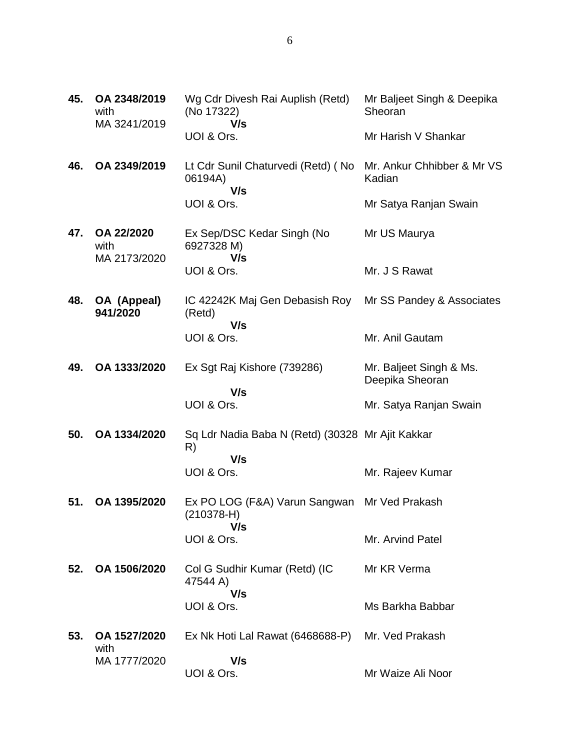| | | | |
|---|---|---|---|
| **45.** | **OA 2348/2019** with MA 3241/2019 | Wg Cdr Divesh Rai Auplish (Retd) (No 17322) **V/s** UOI & Ors. | Mr Baljeet Singh & Deepika Sheoran<br><br>Mr Harish V Shankar |
| **46.** | **OA 2349/2019** | Lt Cdr Sunil Chaturvedi (Retd) ( No 06194A) **V/s** UOI & Ors. | Mr. Ankur Chhibber & Mr VS Kadian<br><br>Mr Satya Ranjan Swain |
| **47.** | **OA 22/2020** with MA 2173/2020 | Ex Sep/DSC Kedar Singh (No 6927328 M) **V/s** UOI & Ors. | Mr US Maurya<br><br>Mr. J S Rawat |
| **48.** | **OA (Appeal) 941/2020** | IC 42242K Maj Gen Debasish Roy (Retd) **V/s** UOI & Ors. | Mr SS Pandey & Associates<br><br>Mr. Anil Gautam |
| **49.** | **OA 1333/2020** | Ex Sgt Raj Kishore (739286) **V/s** UOI & Ors. | Mr. Baljeet Singh & Ms. Deepika Sheoran<br><br>Mr. Satya Ranjan Swain |
| **50.** | **OA 1334/2020** | Sq Ldr Nadia Baba N (Retd) (30328 R) **V/s** UOI & Ors. | Mr Ajit Kakkar<br><br>Mr. Rajeev Kumar |
| **51.** | **OA 1395/2020** | Ex PO LOG (F&A) Varun Sangwan (210378-H) **V/s** UOI & Ors. | Mr Ved Prakash<br><br>Mr. Arvind Patel |
| **52.** | **OA 1506/2020** | Col G Sudhir Kumar (Retd) (IC 47544 A) **V/s** UOI & Ors. | Mr KR Verma<br><br>Ms Barkha Babbar |
| **53.** | **OA 1527/2020** with MA 1777/2020 | Ex Nk Hoti Lal Rawat (6468688-P) **V/s** UOI & Ors. | Mr. Ved Prakash<br><br>Mr Waize Ali Noor |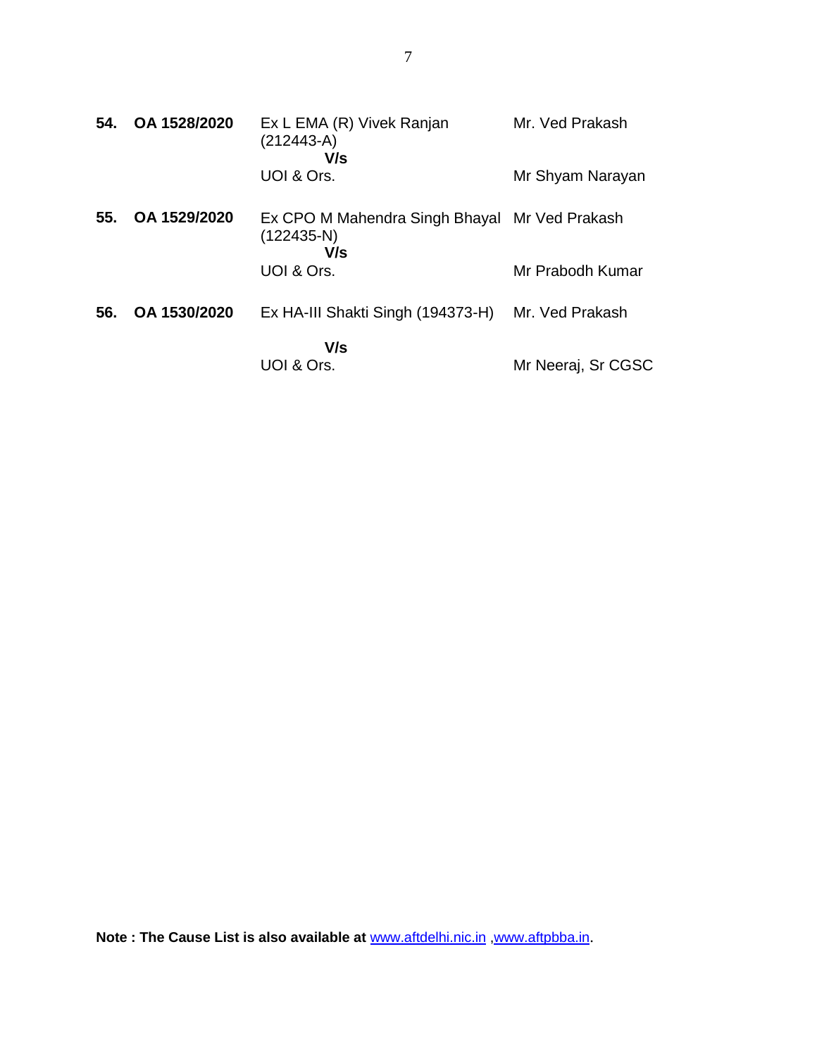| | | | |
|---|---|---|---|
| **54.** | **OA 1528/2020** | Ex L EMA (R) Vivek Ranjan (212443-A)<br>**V/s**<br>UOI & Ors. | Mr. Ved Prakash<br><br>Mr Shyam Narayan |
| **55.** | **OA 1529/2020** | Ex CPO M Mahendra Singh Bhayal (122435-N)<br>**V/s**<br>UOI & Ors. | Mr Ved Prakash<br><br>Mr Prabodh Kumar |
| **56.** | **OA 1530/2020** | Ex HA-III Shakti Singh (194373-H)<br>**V/s**<br>UOI & Ors. | Mr. Ved Prakash<br><br>Mr Neeraj, Sr CGSC |

**Note : The Cause List is also available at** www.aftdelhi.nic.in ,www.aftpbba.in.